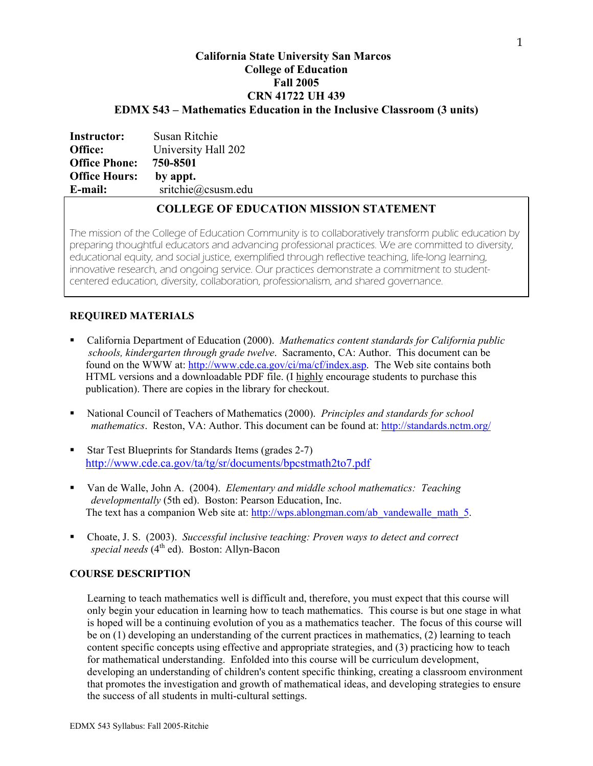# California State University San Marcos
## College of Education
## Fall 2005
## CRN 41722 UH 439
## EDMX 543 – Mathematics Education in the Inclusive Classroom (3 units)

**Instructor:** Susan Ritchie
**Office:** University Hall 202
**Office Phone:** **750-8501**
**Office Hours:** **by appt.**
**E-mail:** sritchie@csusm.edu

### COLLEGE OF EDUCATION MISSION STATEMENT

The mission of the College of Education Community is to collaboratively transform public education by preparing thoughtful educators and advancing professional practices. We are committed to diversity, educational equity, and social justice, exemplified through reflective teaching, life-long learning, innovative research, and ongoing service. Our practices demonstrate a commitment to student-centered education, diversity, collaboration, professionalism, and shared governance.

### REQUIRED MATERIALS

- California Department of Education (2000). *Mathematics content standards for California public schools, kindergarten through grade twelve*. Sacramento, CA: Author. This document can be found on the WWW at: http://www.cde.ca.gov/ci/ma/cf/index.asp. The Web site contains both HTML versions and a downloadable PDF file. (I highly encourage students to purchase this publication). There are copies in the library for checkout.
- National Council of Teachers of Mathematics (2000). *Principles and standards for school mathematics*. Reston, VA: Author. This document can be found at: http://standards.nctm.org/
- Star Test Blueprints for Standards Items (grades 2-7) http://www.cde.ca.gov/ta/tg/sr/documents/bpcstmath2to7.pdf
- Van de Walle, John A. (2004). *Elementary and middle school mathematics: Teaching developmentally* (5th ed). Boston: Pearson Education, Inc. The text has a companion Web site at: http://wps.ablongman.com/ab_vandewalle_math_5.
- Choate, J. S. (2003). *Successful inclusive teaching: Proven ways to detect and correct special needs* (4th ed). Boston: Allyn-Bacon

### COURSE DESCRIPTION

Learning to teach mathematics well is difficult and, therefore, you must expect that this course will only begin your education in learning how to teach mathematics. This course is but one stage in what is hoped will be a continuing evolution of you as a mathematics teacher. The focus of this course will be on (1) developing an understanding of the current practices in mathematics, (2) learning to teach content specific concepts using effective and appropriate strategies, and (3) practicing how to teach for mathematical understanding. Enfolded into this course will be curriculum development, developing an understanding of children's content specific thinking, creating a classroom environment that promotes the investigation and growth of mathematical ideas, and developing strategies to ensure the success of all students in multi-cultural settings.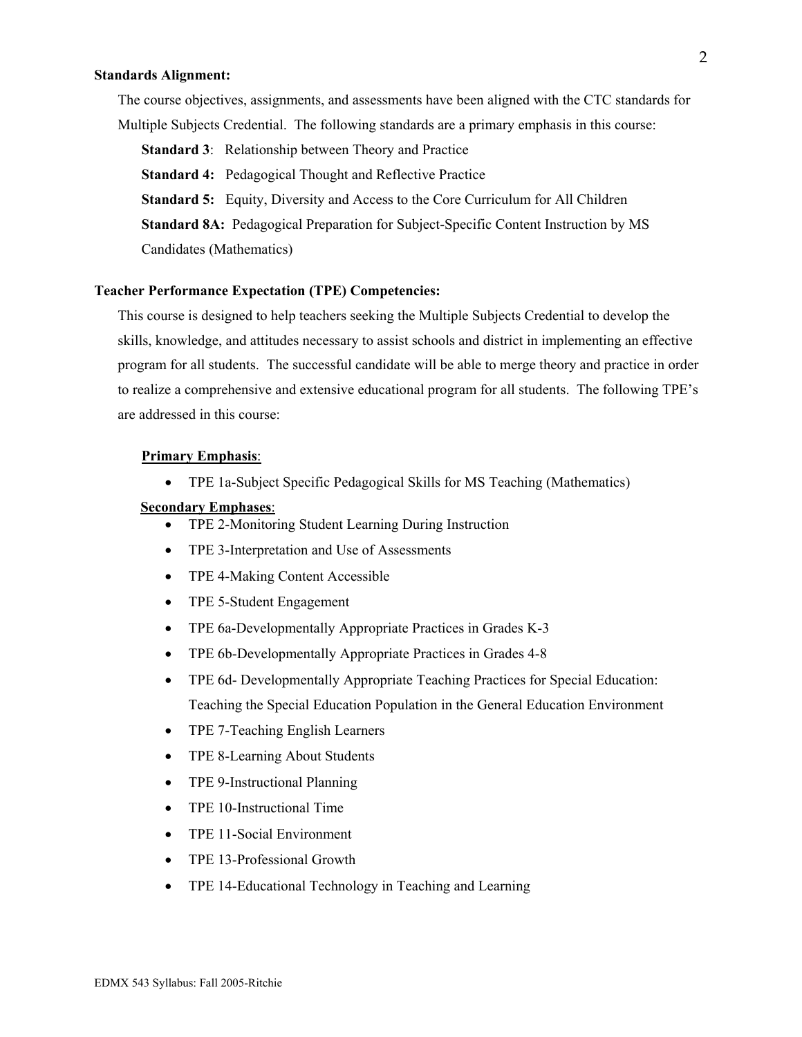**Standards Alignment:**

The course objectives, assignments, and assessments have been aligned with the CTC standards for Multiple Subjects Credential. The following standards are a primary emphasis in this course:

**Standard 3**: Relationship between Theory and Practice

**Standard 4:** Pedagogical Thought and Reflective Practice

**Standard 5:** Equity, Diversity and Access to the Core Curriculum for All Children

**Standard 8A:** Pedagogical Preparation for Subject-Specific Content Instruction by MS Candidates (Mathematics)

**Teacher Performance Expectation (TPE) Competencies:**

This course is designed to help teachers seeking the Multiple Subjects Credential to develop the skills, knowledge, and attitudes necessary to assist schools and district in implementing an effective program for all students. The successful candidate will be able to merge theory and practice in order to realize a comprehensive and extensive educational program for all students. The following TPE's are addressed in this course:

**Primary Emphasis**:

- TPE 1a-Subject Specific Pedagogical Skills for MS Teaching (Mathematics)

**Secondary Emphases**:

- TPE 2-Monitoring Student Learning During Instruction
- TPE 3-Interpretation and Use of Assessments
- TPE 4-Making Content Accessible
- TPE 5-Student Engagement
- TPE 6a-Developmentally Appropriate Practices in Grades K-3
- TPE 6b-Developmentally Appropriate Practices in Grades 4-8
- TPE 6d- Developmentally Appropriate Teaching Practices for Special Education: Teaching the Special Education Population in the General Education Environment
- TPE 7-Teaching English Learners
- TPE 8-Learning About Students
- TPE 9-Instructional Planning
- TPE 10-Instructional Time
- TPE 11-Social Environment
- TPE 13-Professional Growth
- TPE 14-Educational Technology in Teaching and Learning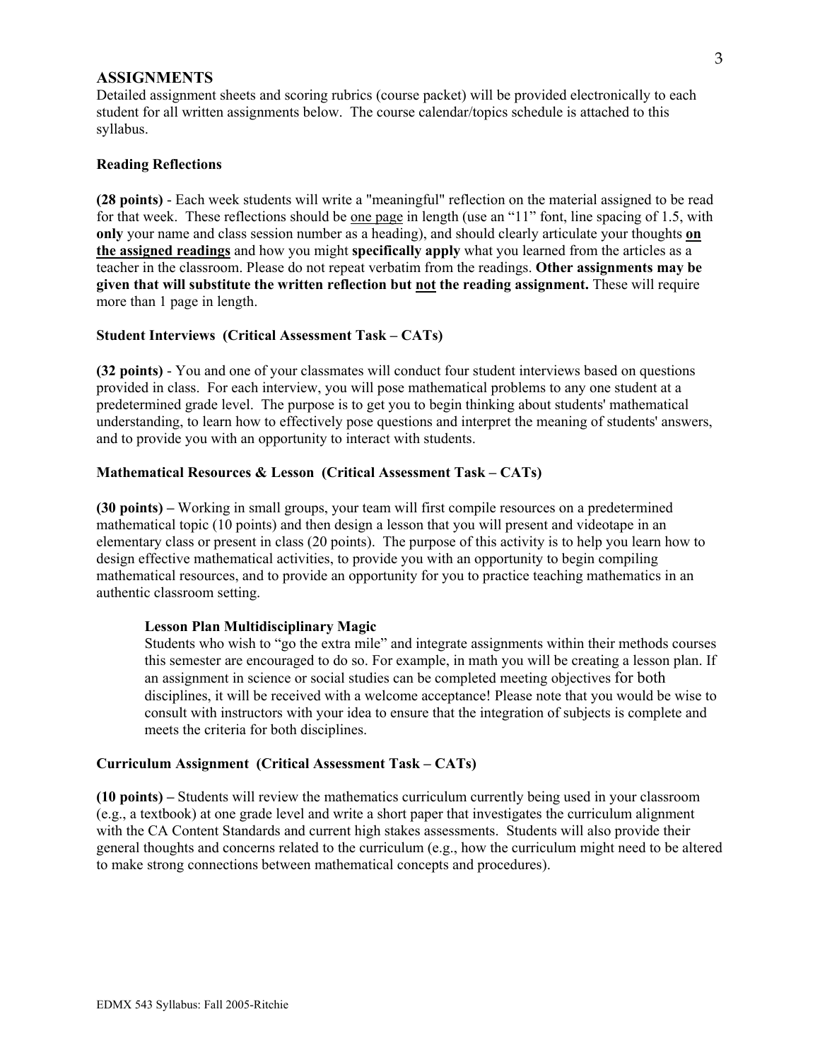## ASSIGNMENTS

Detailed assignment sheets and scoring rubrics (course packet) will be provided electronically to each student for all written assignments below. The course calendar/topics schedule is attached to this syllabus.

### Reading Reflections

**(28 points)** - Each week students will write a "meaningful" reflection on the material assigned to be read for that week. These reflections should be one page in length (use an "11" font, line spacing of 1.5, with **only** your name and class session number as a heading), and should clearly articulate your thoughts **on the assigned readings** and how you might **specifically apply** what you learned from the articles as a teacher in the classroom. Please do not repeat verbatim from the readings. **Other assignments may be given that will substitute the written reflection but not the reading assignment.** These will require more than 1 page in length.

### Student Interviews (Critical Assessment Task – CATs)

**(32 points)** - You and one of your classmates will conduct four student interviews based on questions provided in class. For each interview, you will pose mathematical problems to any one student at a predetermined grade level. The purpose is to get you to begin thinking about students' mathematical understanding, to learn how to effectively pose questions and interpret the meaning of students' answers, and to provide you with an opportunity to interact with students.

### Mathematical Resources & Lesson (Critical Assessment Task – CATs)

**(30 points) –** Working in small groups, your team will first compile resources on a predetermined mathematical topic (10 points) and then design a lesson that you will present and videotape in an elementary class or present in class (20 points). The purpose of this activity is to help you learn how to design effective mathematical activities, to provide you with an opportunity to begin compiling mathematical resources, and to provide an opportunity for you to practice teaching mathematics in an authentic classroom setting.

#### Lesson Plan Multidisciplinary Magic

Students who wish to "go the extra mile" and integrate assignments within their methods courses this semester are encouraged to do so. For example, in math you will be creating a lesson plan. If an assignment in science or social studies can be completed meeting objectives for both disciplines, it will be received with a welcome acceptance! Please note that you would be wise to consult with instructors with your idea to ensure that the integration of subjects is complete and meets the criteria for both disciplines.

### Curriculum Assignment (Critical Assessment Task – CATs)

**(10 points) –** Students will review the mathematics curriculum currently being used in your classroom (e.g., a textbook) at one grade level and write a short paper that investigates the curriculum alignment with the CA Content Standards and current high stakes assessments. Students will also provide their general thoughts and concerns related to the curriculum (e.g., how the curriculum might need to be altered to make strong connections between mathematical concepts and procedures).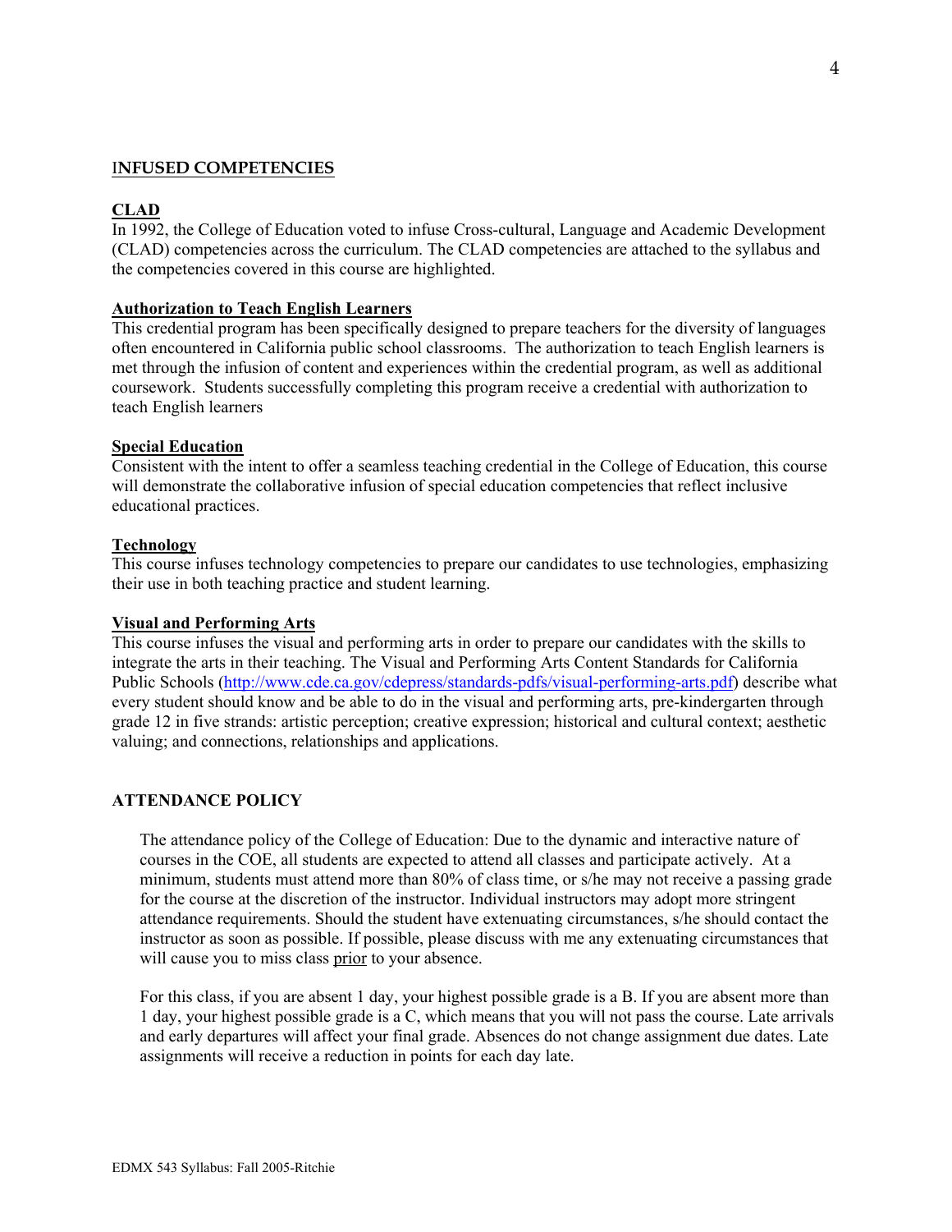## INFUSED COMPETENCIES

### CLAD

In 1992, the College of Education voted to infuse Cross-cultural, Language and Academic Development (CLAD) competencies across the curriculum. The CLAD competencies are attached to the syllabus and the competencies covered in this course are highlighted.

### Authorization to Teach English Learners

This credential program has been specifically designed to prepare teachers for the diversity of languages often encountered in California public school classrooms. The authorization to teach English learners is met through the infusion of content and experiences within the credential program, as well as additional coursework. Students successfully completing this program receive a credential with authorization to teach English learners

### Special Education

Consistent with the intent to offer a seamless teaching credential in the College of Education, this course will demonstrate the collaborative infusion of special education competencies that reflect inclusive educational practices.

### Technology

This course infuses technology competencies to prepare our candidates to use technologies, emphasizing their use in both teaching practice and student learning.

### Visual and Performing Arts

This course infuses the visual and performing arts in order to prepare our candidates with the skills to integrate the arts in their teaching. The Visual and Performing Arts Content Standards for California Public Schools (http://www.cde.ca.gov/cdepress/standards-pdfs/visual-performing-arts.pdf) describe what every student should know and be able to do in the visual and performing arts, pre-kindergarten through grade 12 in five strands: artistic perception; creative expression; historical and cultural context; aesthetic valuing; and connections, relationships and applications.

## ATTENDANCE POLICY

The attendance policy of the College of Education: Due to the dynamic and interactive nature of courses in the COE, all students are expected to attend all classes and participate actively. At a minimum, students must attend more than 80% of class time, or s/he may not receive a passing grade for the course at the discretion of the instructor. Individual instructors may adopt more stringent attendance requirements. Should the student have extenuating circumstances, s/he should contact the instructor as soon as possible. If possible, please discuss with me any extenuating circumstances that will cause you to miss class prior to your absence.

For this class, if you are absent 1 day, your highest possible grade is a B. If you are absent more than 1 day, your highest possible grade is a C, which means that you will not pass the course. Late arrivals and early departures will affect your final grade. Absences do not change assignment due dates. Late assignments will receive a reduction in points for each day late.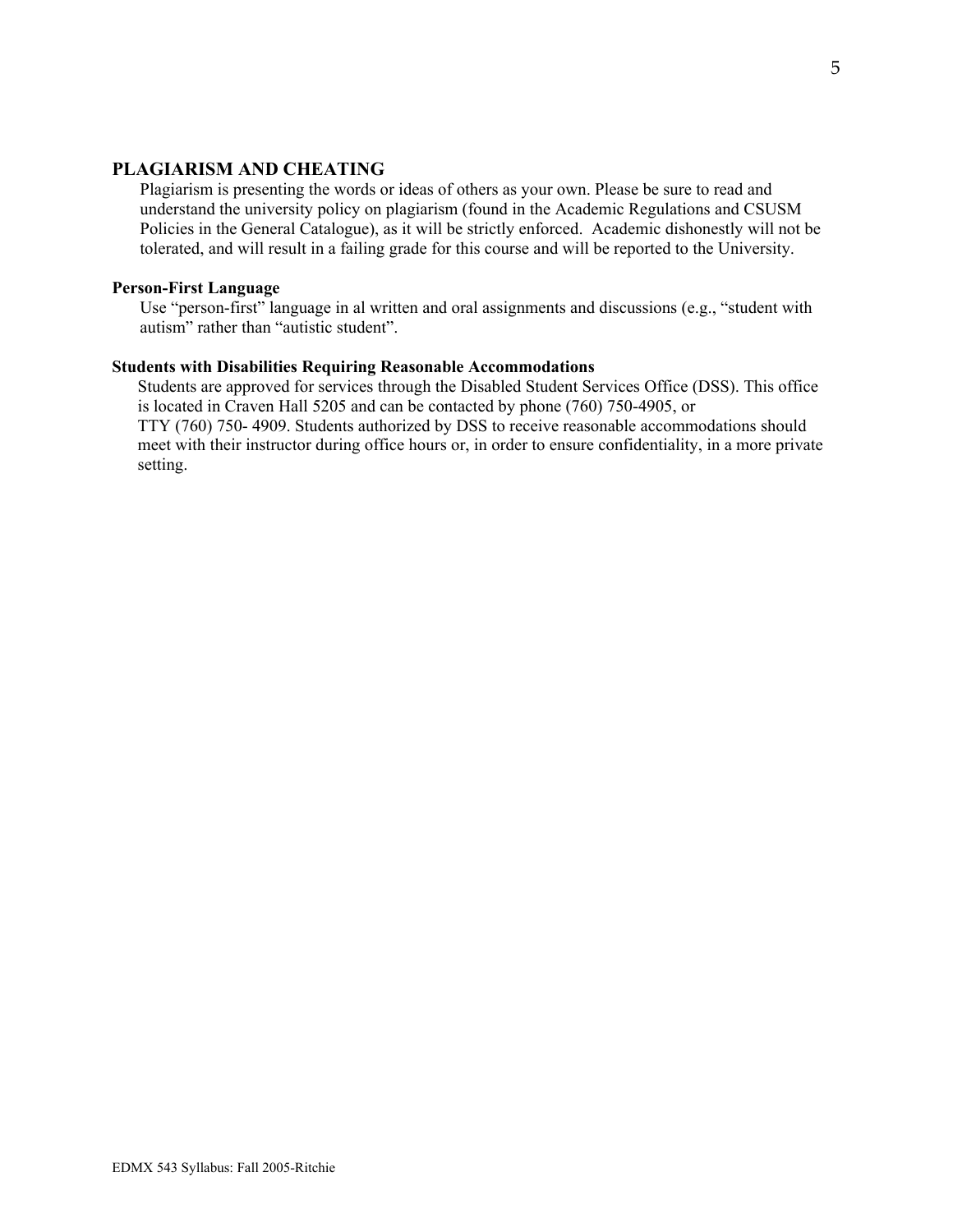## PLAGIARISM AND CHEATING

Plagiarism is presenting the words or ideas of others as your own. Please be sure to read and understand the university policy on plagiarism (found in the Academic Regulations and CSUSM Policies in the General Catalogue), as it will be strictly enforced. Academic dishonestly will not be tolerated, and will result in a failing grade for this course and will be reported to the University.

### Person-First Language

Use "person-first" language in al written and oral assignments and discussions (e.g., "student with autism" rather than "autistic student".

### Students with Disabilities Requiring Reasonable Accommodations

Students are approved for services through the Disabled Student Services Office (DSS). This office is located in Craven Hall 5205 and can be contacted by phone (760) 750-4905, or TTY (760) 750- 4909. Students authorized by DSS to receive reasonable accommodations should meet with their instructor during office hours or, in order to ensure confidentiality, in a more private setting.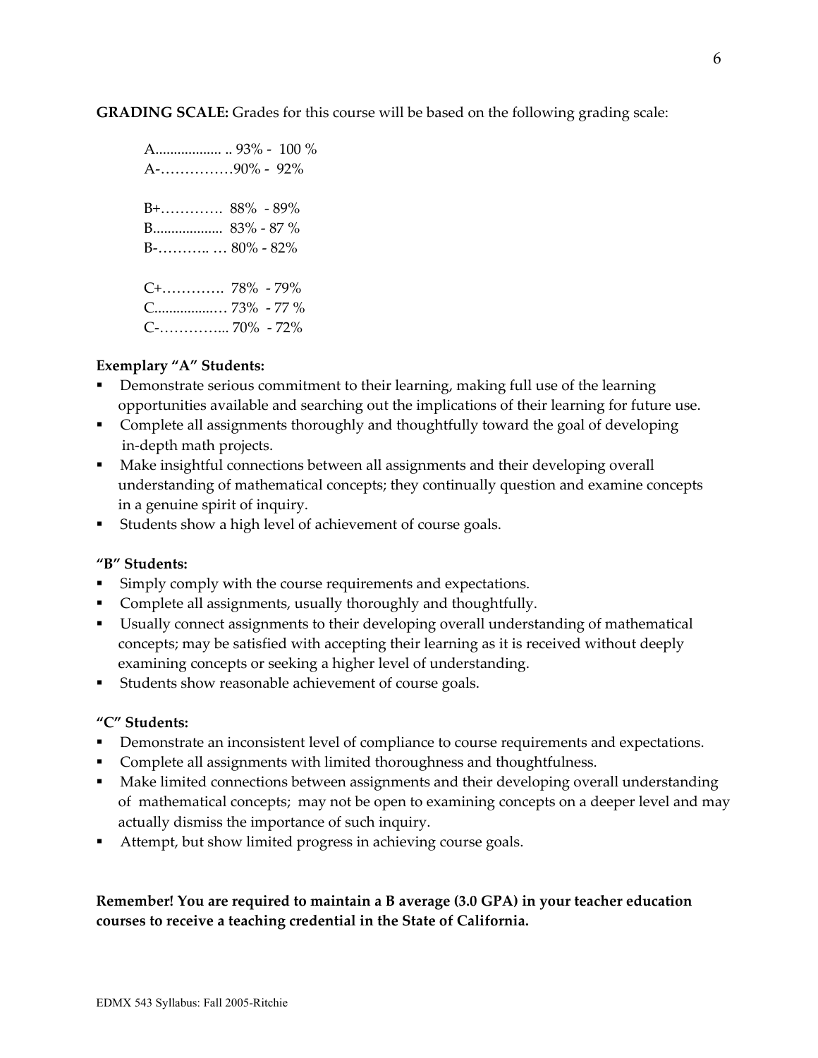**GRADING SCALE:** Grades for this course will be based on the following grading scale:

A.................. .. 93% - 100 %
A-……………90% - 92%

B+…………. 88% - 89%
B.................. 83% - 87 %
B-……….. … 80% - 82%

C+…………. 78% - 79%
C.................… 73% - 77 %
C-…………... 70% - 72%

**Exemplary "A" Students:**

- Demonstrate serious commitment to their learning, making full use of the learning opportunities available and searching out the implications of their learning for future use.
- Complete all assignments thoroughly and thoughtfully toward the goal of developing in-depth math projects.
- Make insightful connections between all assignments and their developing overall understanding of mathematical concepts; they continually question and examine concepts in a genuine spirit of inquiry.
- Students show a high level of achievement of course goals.

**"B" Students:**

- Simply comply with the course requirements and expectations.
- Complete all assignments, usually thoroughly and thoughtfully.
- Usually connect assignments to their developing overall understanding of mathematical concepts; may be satisfied with accepting their learning as it is received without deeply examining concepts or seeking a higher level of understanding.
- Students show reasonable achievement of course goals.

**"C" Students:**

- Demonstrate an inconsistent level of compliance to course requirements and expectations.
- Complete all assignments with limited thoroughness and thoughtfulness.
- Make limited connections between assignments and their developing overall understanding of mathematical concepts; may not be open to examining concepts on a deeper level and may actually dismiss the importance of such inquiry.
- Attempt, but show limited progress in achieving course goals.

**Remember! You are required to maintain a B average (3.0 GPA) in your teacher education courses to receive a teaching credential in the State of California.**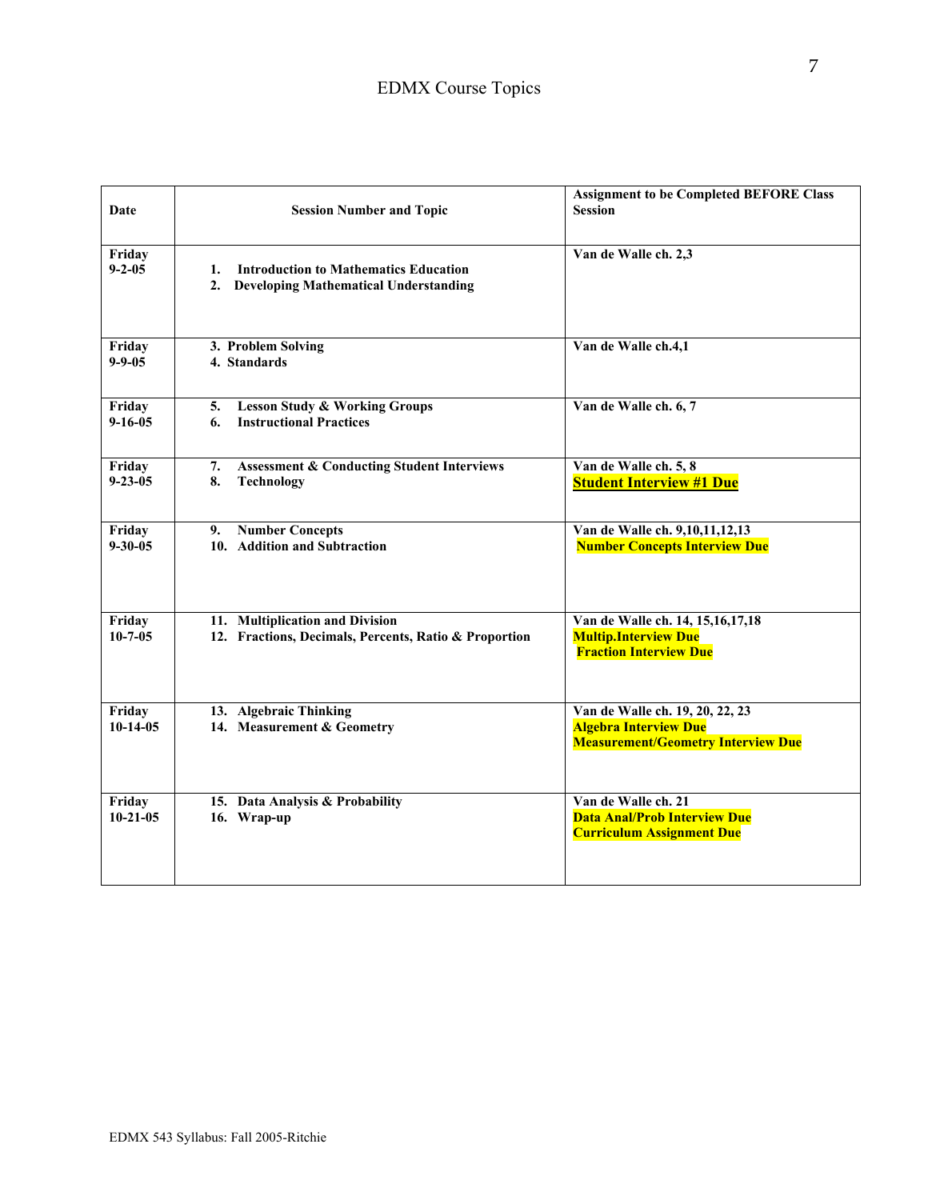# EDMX Course Topics

| Date | Session Number and Topic | Assignment to be Completed BEFORE Class Session |
|---|---|---|
| **Friday 9-2-05** | **1. Introduction to Mathematics Education**<br>**2. Developing Mathematical Understanding** | **Van de Walle ch. 2,3** |
| **Friday 9-9-05** | **3. Problem Solving**<br>**4. Standards** | **Van de Walle ch.4,1** |
| **Friday 9-16-05** | **5. Lesson Study & Working Groups**<br>**6. Instructional Practices** | **Van de Walle ch. 6, 7** |
| **Friday 9-23-05** | **7. Assessment & Conducting Student Interviews**<br>**8. Technology** | **Van de Walle ch. 5, 8**<br>**Student Interview #1 Due** |
| **Friday 9-30-05** | **9. Number Concepts**<br>**10. Addition and Subtraction** | **Van de Walle ch. 9,10,11,12,13**<br>**Number Concepts Interview Due** |
| **Friday 10-7-05** | **11. Multiplication and Division**<br>**12. Fractions, Decimals, Percents, Ratio & Proportion** | **Van de Walle ch. 14, 15,16,17,18**<br>**Multip.Interview Due**<br>**Fraction Interview Due** |
| **Friday 10-14-05** | **13. Algebraic Thinking**<br>**14. Measurement & Geometry** | **Van de Walle ch. 19, 20, 22, 23**<br>**Algebra Interview Due**<br>**Measurement/Geometry Interview Due** |
| **Friday 10-21-05** | **15. Data Analysis & Probability**<br>**16. Wrap-up** | **Van de Walle ch. 21**<br>**Data Anal/Prob Interview Due**<br>**Curriculum Assignment Due** |

EDMX 543 Syllabus: Fall 2005-Ritchie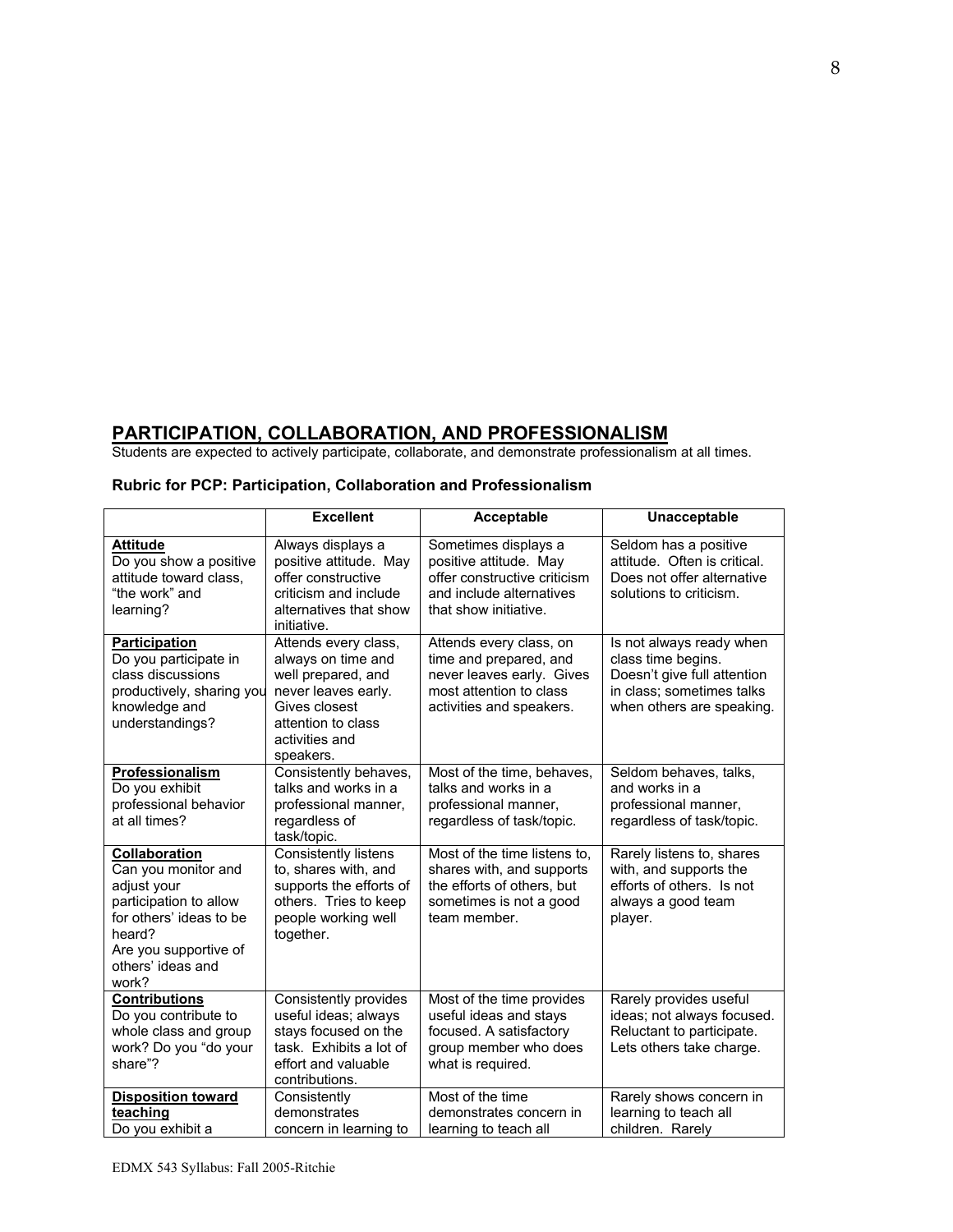## PARTICIPATION, COLLABORATION, AND PROFESSIONALISM

Students are expected to actively participate, collaborate, and demonstrate professionalism at all times.

### Rubric for PCP: Participation, Collaboration and Professionalism

| | Excellent | Acceptable | Unacceptable |
|---|---|---|---|
| **Attitude** Do you show a positive attitude toward class, "the work" and learning? | Always displays a positive attitude. May offer constructive criticism and include alternatives that show initiative. | Sometimes displays a positive attitude. May offer constructive criticism and include alternatives that show initiative. | Seldom has a positive attitude. Often is critical. Does not offer alternative solutions to criticism. |
| **Participation** Do you participate in class discussions productively, sharing you knowledge and understandings? | Attends every class, always on time and well prepared, and never leaves early. Gives closest attention to class activities and speakers. | Attends every class, on time and prepared, and never leaves early. Gives most attention to class activities and speakers. | Is not always ready when class time begins. Doesn't give full attention in class; sometimes talks when others are speaking. |
| **Professionalism** Do you exhibit professional behavior at all times? | Consistently behaves, talks and works in a professional manner, regardless of task/topic. | Most of the time, behaves, talks and works in a professional manner, regardless of task/topic. | Seldom behaves, talks, and works in a professional manner, regardless of task/topic. |
| **Collaboration** Can you monitor and adjust your participation to allow for others' ideas to be heard? Are you supportive of others' ideas and work? | Consistently listens to, shares with, and supports the efforts of others. Tries to keep people working well together. | Most of the time listens to, shares with, and supports the efforts of others, but sometimes is not a good team member. | Rarely listens to, shares with, and supports the efforts of others. Is not always a good team player. |
| **Contributions** Do you contribute to whole class and group work? Do you "do your share"? | Consistently provides useful ideas; always stays focused on the task. Exhibits a lot of effort and valuable contributions. | Most of the time provides useful ideas and stays focused. A satisfactory group member who does what is required. | Rarely provides useful ideas; not always focused. Reluctant to participate. Lets others take charge. |
| **Disposition toward teaching** Do you exhibit a | Consistently demonstrates concern in learning to | Most of the time demonstrates concern in learning to teach all | Rarely shows concern in learning to teach all children. Rarely |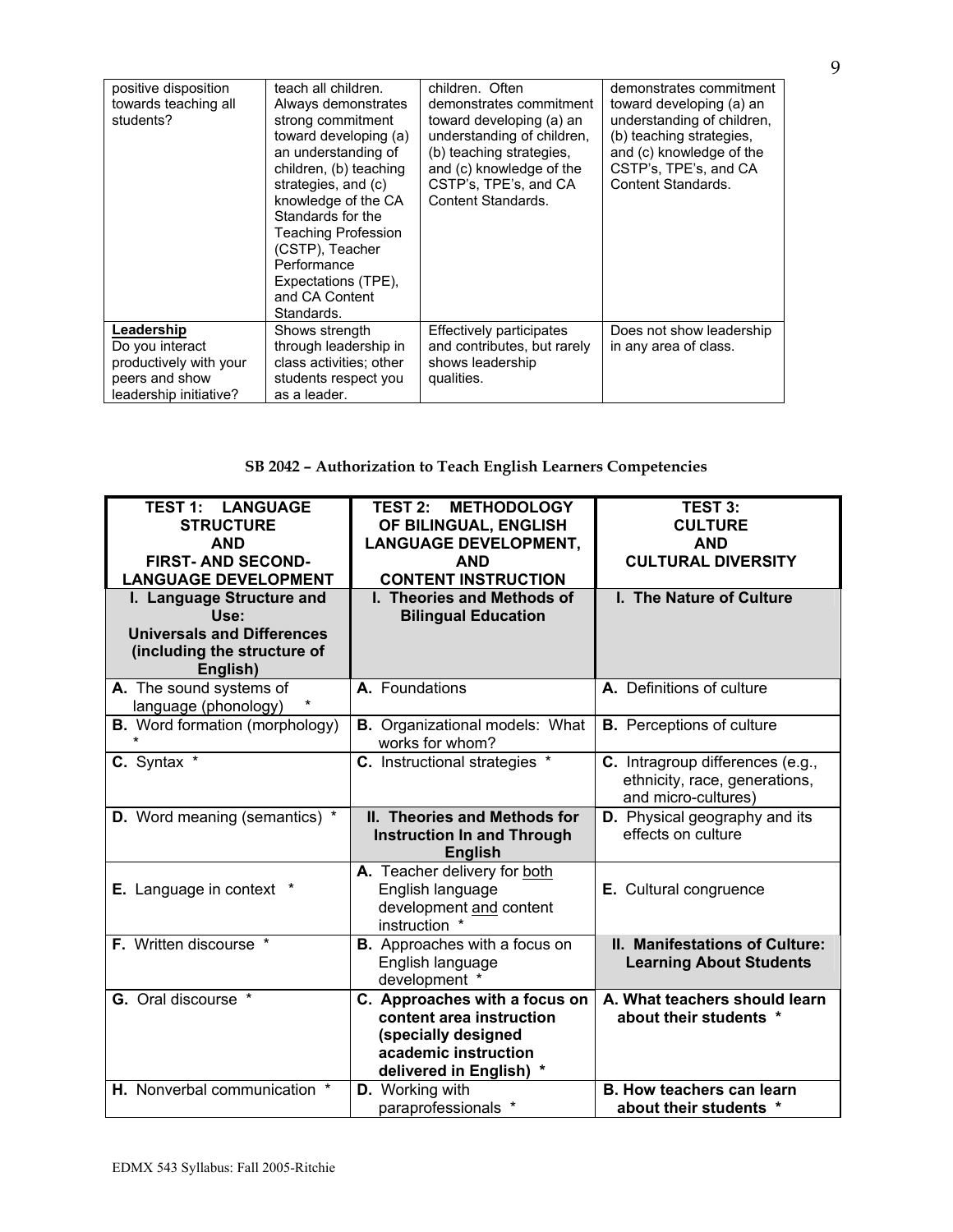| | | | |
|---|---|---|---|
| positive disposition towards teaching all students? | teach all children. Always demonstrates strong commitment toward developing (a) an understanding of children, (b) teaching strategies, and (c) knowledge of the CA Standards for the Teaching Profession (CSTP), Teacher Performance Expectations (TPE), and CA Content Standards. | children. Often demonstrates commitment toward developing (a) an understanding of children, (b) teaching strategies, and (c) knowledge of the CSTP's, TPE's, and CA Content Standards. | demonstrates commitment toward developing (a) an understanding of children, (b) teaching strategies, and (c) knowledge of the CSTP's, TPE's, and CA Content Standards. |
| **Leadership** Do you interact productively with your peers and show leadership initiative? | Shows strength through leadership in class activities; other students respect you as a leader. | Effectively participates and contributes, but rarely shows leadership qualities. | Does not show leadership in any area of class. |

## SB 2042 – Authorization to Teach English Learners Competencies

| TEST 1: LANGUAGE STRUCTURE AND FIRST- AND SECOND-LANGUAGE DEVELOPMENT | TEST 2: METHODOLOGY OF BILINGUAL, ENGLISH LANGUAGE DEVELOPMENT, AND CONTENT INSTRUCTION | TEST 3: CULTURE AND CULTURAL DIVERSITY |
|---|---|---|
| **I. Language Structure and Use: Universals and Differences (including the structure of English)** | **I. Theories and Methods of Bilingual Education** | **I. The Nature of Culture** |
| **A.** The sound systems of language (phonology) * | **A.** Foundations | **A.** Definitions of culture |
| **B.** Word formation (morphology) * | **B.** Organizational models: What works for whom? | **B.** Perceptions of culture |
| **C.** Syntax * | **C.** Instructional strategies * | **C.** Intragroup differences (e.g., ethnicity, race, generations, and micro-cultures) |
| **D.** Word meaning (semantics) * | **II. Theories and Methods for Instruction In and Through English** | **D.** Physical geography and its effects on culture |
| **E.** Language in context * | **A.** Teacher delivery for both English language development and content instruction * | **E.** Cultural congruence |
| **F.** Written discourse * | **B.** Approaches with a focus on English language development * | **II. Manifestations of Culture: Learning About Students** |
| **G.** Oral discourse * | **C. Approaches with a focus on content area instruction (specially designed academic instruction delivered in English) *** | **A. What teachers should learn about their students *** |
| **H.** Nonverbal communication * | **D.** Working with paraprofessionals * | **B. How teachers can learn about their students *** |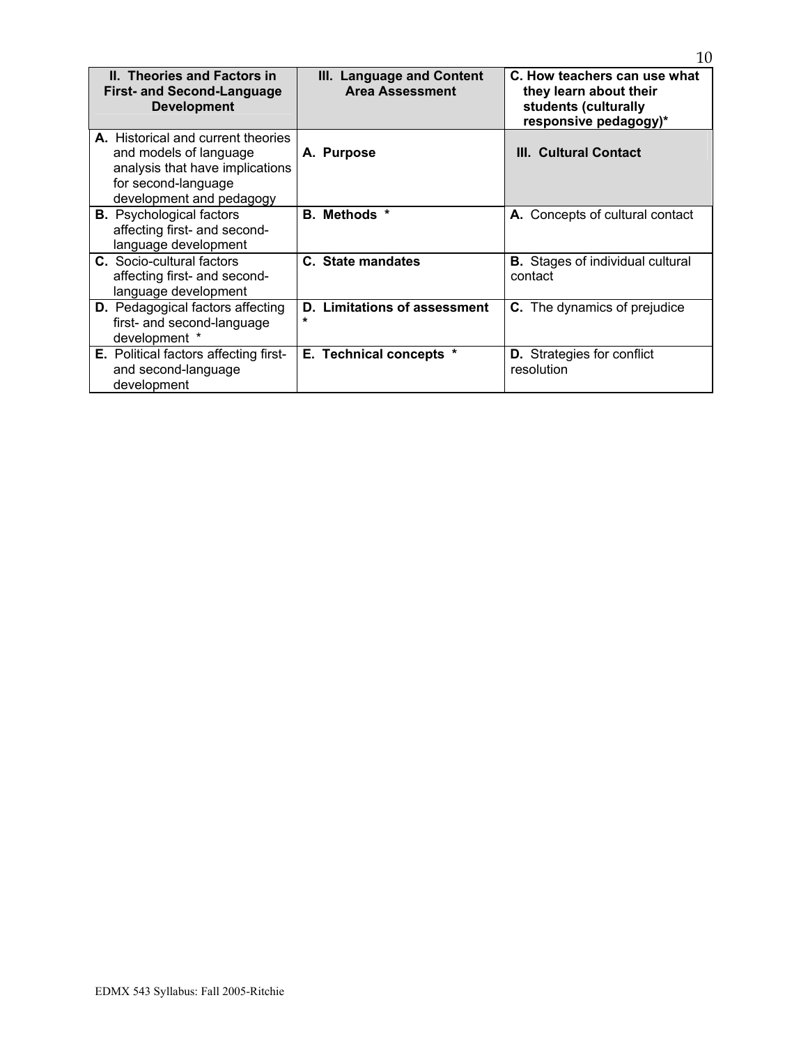| **II. Theories and Factors in First- and Second-Language Development** | **III. Language and Content Area Assessment** | **C. How teachers can use what they learn about their students (culturally responsive pedagogy)*** |
| --- | --- | --- |
| **A.** Historical and current theories and models of language analysis that have implications for second-language development and pedagogy | **A. Purpose** | **III. Cultural Contact** |
| **B.** Psychological factors affecting first- and second-language development | **B. Methods *** | **A.** Concepts of cultural contact |
| **C.** Socio-cultural factors affecting first- and second-language development | **C. State mandates** | **B.** Stages of individual cultural contact |
| **D.** Pedagogical factors affecting first- and second-language development * | **D. Limitations of assessment *** | **C.** The dynamics of prejudice |
| **E.** Political factors affecting first- and second-language development | **E. Technical concepts *** | **D.** Strategies for conflict resolution |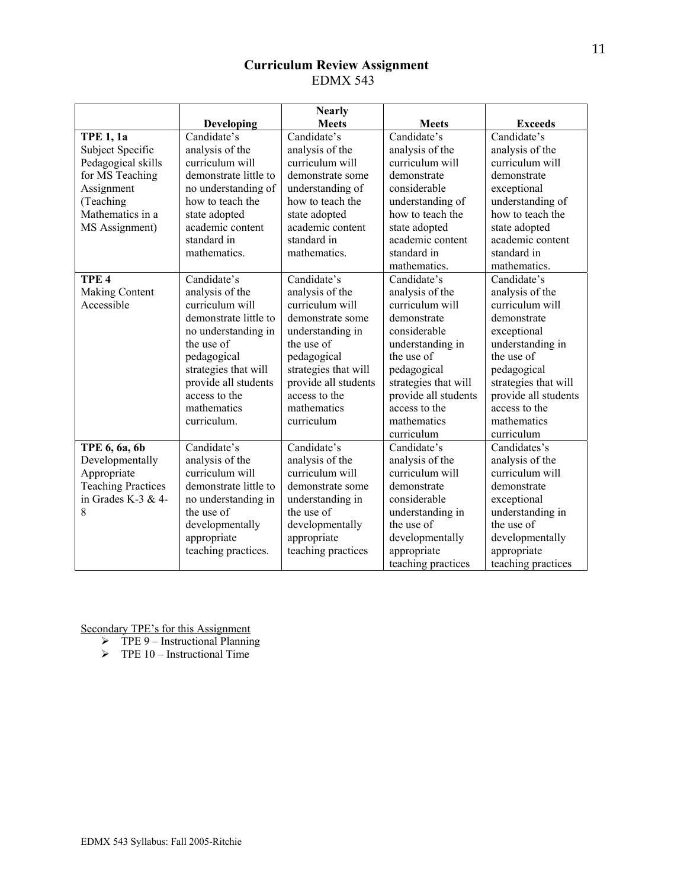## Curriculum Review Assignment

EDMX 543

| | Developing | Nearly Meets | Meets | Exceeds |
|---|---|---|---|---|
| **TPE 1, 1a** Subject Specific Pedagogical skills for MS Teaching Assignment (Teaching Mathematics in a MS Assignment) | Candidate's analysis of the curriculum will demonstrate little to no understanding of how to teach the state adopted academic content standard in mathematics. | Candidate's analysis of the curriculum will demonstrate some understanding of how to teach the state adopted academic content standard in mathematics. | Candidate's analysis of the curriculum will demonstrate considerable understanding of how to teach the state adopted academic content standard in mathematics. | Candidate's analysis of the curriculum will demonstrate exceptional understanding of how to teach the state adopted academic content standard in mathematics. |
| **TPE 4** Making Content Accessible | Candidate's analysis of the curriculum will demonstrate little to no understanding in the use of pedagogical strategies that will provide all students access to the mathematics curriculum. | Candidate's analysis of the curriculum will demonstrate some understanding in the use of pedagogical strategies that will provide all students access to the mathematics curriculum | Candidate's analysis of the curriculum will demonstrate considerable understanding in the use of pedagogical strategies that will provide all students access to the mathematics curriculum | Candidate's analysis of the curriculum will demonstrate exceptional understanding in the use of pedagogical strategies that will provide all students access to the mathematics curriculum |
| **TPE 6, 6a, 6b** Developmentally Appropriate Teaching Practices in Grades K-3 & 4-8 | Candidate's analysis of the curriculum will demonstrate little to no understanding in the use of developmentally appropriate teaching practices. | Candidate's analysis of the curriculum will demonstrate some understanding in the use of developmentally appropriate teaching practices | Candidate's analysis of the curriculum will demonstrate considerable understanding in the use of developmentally appropriate teaching practices | Candidates's analysis of the curriculum will demonstrate exceptional understanding in the use of developmentally appropriate teaching practices |

<u>Secondary TPE's for this Assignment</u>

- TPE 9 – Instructional Planning
- TPE 10 – Instructional Time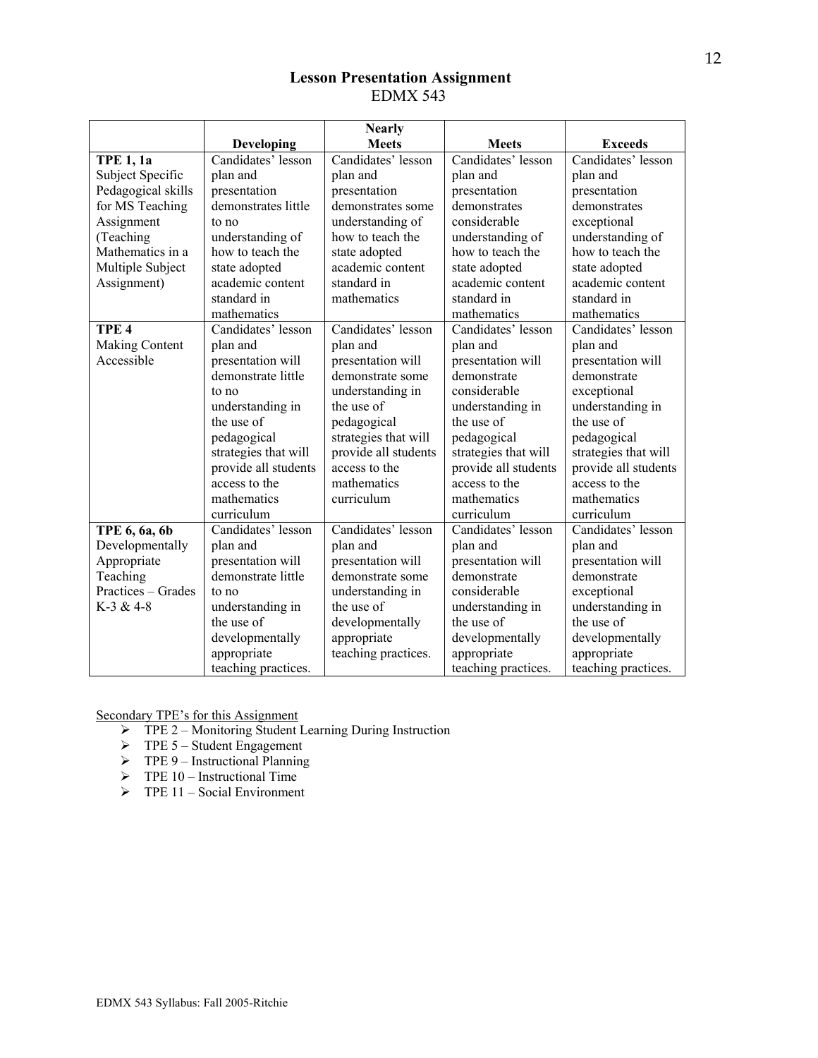## Lesson Presentation Assignment

EDMX 543

| | Developing | Nearly Meets | Meets | Exceeds |
|---|---|---|---|---|
| **TPE 1, 1a** Subject Specific Pedagogical skills for MS Teaching Assignment (Teaching Mathematics in a Multiple Subject Assignment) | Candidates' lesson plan and presentation demonstrates little to no understanding of how to teach the state adopted academic content standard in mathematics | Candidates' lesson plan and presentation demonstrates some understanding of how to teach the state adopted academic content standard in mathematics | Candidates' lesson plan and presentation demonstrates considerable understanding of how to teach the state adopted academic content standard in mathematics | Candidates' lesson plan and presentation demonstrates exceptional understanding of how to teach the state adopted academic content standard in mathematics |
| **TPE 4** Making Content Accessible | Candidates' lesson plan and presentation will demonstrate little to no understanding in the use of pedagogical strategies that will provide all students access to the mathematics curriculum | Candidates' lesson plan and presentation will demonstrate some understanding in the use of pedagogical strategies that will provide all students access to the mathematics curriculum | Candidates' lesson plan and presentation will demonstrate considerable understanding in the use of pedagogical strategies that will provide all students access to the mathematics curriculum | Candidates' lesson plan and presentation will demonstrate exceptional understanding in the use of pedagogical strategies that will provide all students access to the mathematics curriculum |
| **TPE 6, 6a, 6b** Developmentally Appropriate Teaching Practices – Grades K-3 & 4-8 | Candidates' lesson plan and presentation will demonstrate little to no understanding in the use of developmentally appropriate teaching practices. | Candidates' lesson plan and presentation will demonstrate some understanding in the use of developmentally appropriate teaching practices. | Candidates' lesson plan and presentation will demonstrate considerable understanding in the use of developmentally appropriate teaching practices. | Candidates' lesson plan and presentation will demonstrate exceptional understanding in the use of developmentally appropriate teaching practices. |

Secondary TPE's for this Assignment

- TPE 2 – Monitoring Student Learning During Instruction
- TPE 5 – Student Engagement
- TPE 9 – Instructional Planning
- TPE 10 – Instructional Time
- TPE 11 – Social Environment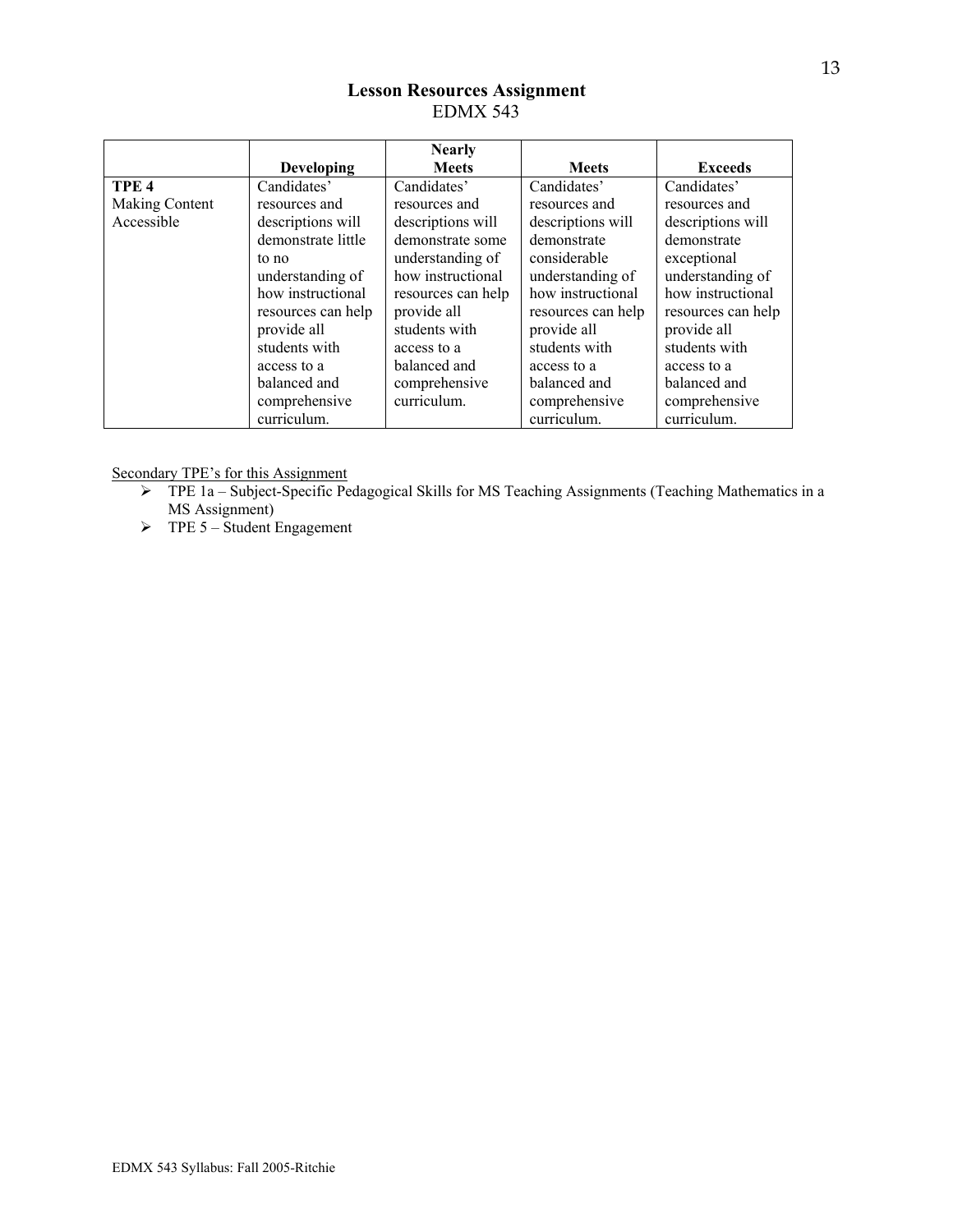## Lesson Resources Assignment

EDMX 543

| | Developing | Nearly Meets | Meets | Exceeds |
|---|---|---|---|---|
| **TPE 4** Making Content Accessible | Candidates' resources and descriptions will demonstrate little to no understanding of how instructional resources can help provide all students with access to a balanced and comprehensive curriculum. | Candidates' resources and descriptions will demonstrate some understanding of how instructional resources can help provide all students with access to a balanced and comprehensive curriculum. | Candidates' resources and descriptions will demonstrate considerable understanding of how instructional resources can help provide all students with access to a balanced and comprehensive curriculum. | Candidates' resources and descriptions will demonstrate exceptional understanding of how instructional resources can help provide all students with access to a balanced and comprehensive curriculum. |

<u>Secondary TPE's for this Assignment</u>

- TPE 1a – Subject-Specific Pedagogical Skills for MS Teaching Assignments (Teaching Mathematics in a MS Assignment)
- TPE 5 – Student Engagement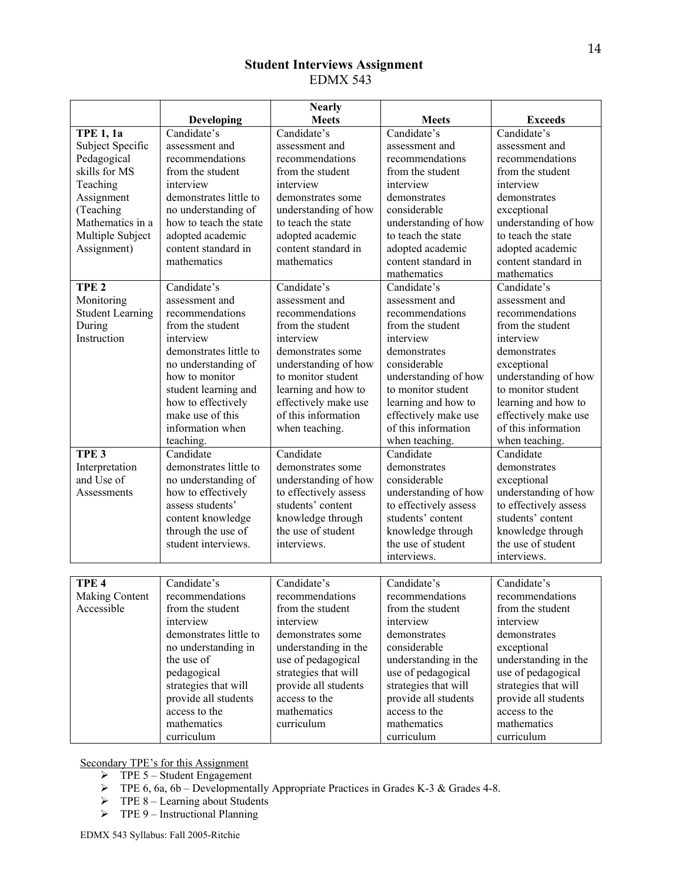# Student Interviews Assignment

EDMX 543

| | Developing | Nearly Meets | Meets | Exceeds |
|---|---|---|---|---|
| **TPE 1, 1a** Subject Specific Pedagogical skills for MS Teaching Assignment (Teaching Mathematics in a Multiple Subject Assignment) | Candidate's assessment and recommendations from the student interview demonstrates little to no understanding of how to teach the state adopted academic content standard in mathematics | Candidate's assessment and recommendations from the student interview demonstrates some understanding of how to teach the state adopted academic content standard in mathematics | Candidate's assessment and recommendations from the student interview demonstrates considerable understanding of how to teach the state adopted academic content standard in mathematics | Candidate's assessment and recommendations from the student interview demonstrates exceptional understanding of how to teach the state adopted academic content standard in mathematics |
| **TPE 2** Monitoring Student Learning During Instruction | Candidate's assessment and recommendations from the student interview demonstrates little to no understanding of how to monitor student learning and how to effectively make use of this information when teaching. | Candidate's assessment and recommendations from the student interview demonstrates some understanding of how to monitor student learning and how to effectively make use of this information when teaching. | Candidate's assessment and recommendations from the student interview demonstrates considerable understanding of how to monitor student learning and how to effectively make use of this information when teaching. | Candidate's assessment and recommendations from the student interview demonstrates exceptional understanding of how to monitor student learning and how to effectively make use of this information when teaching. |
| **TPE 3** Interpretation and Use of Assessments | Candidate demonstrates little to no understanding of how to effectively assess students' content knowledge through the use of student interviews. | Candidate demonstrates some understanding of how to effectively assess students' content knowledge through the use of student interviews. | Candidate demonstrates considerable understanding of how to effectively assess students' content knowledge through the use of student interviews. | Candidate demonstrates exceptional understanding of how to effectively assess students' content knowledge through the use of student interviews. |
| **TPE 4** Making Content Accessible | Candidate's recommendations from the student interview demonstrates little to no understanding in the use of pedagogical strategies that will provide all students access to the mathematics curriculum | Candidate's recommendations from the student interview demonstrates some understanding in the use of pedagogical strategies that will provide all students access to the mathematics curriculum | Candidate's recommendations from the student interview demonstrates considerable understanding in the use of pedagogical strategies that will provide all students access to the mathematics curriculum | Candidate's recommendations from the student interview demonstrates exceptional understanding in the use of pedagogical strategies that will provide all students access to the mathematics curriculum |

Secondary TPE's for this Assignment

- TPE 5 – Student Engagement
- TPE 6, 6a, 6b – Developmentally Appropriate Practices in Grades K-3 & Grades 4-8.
- TPE 8 – Learning about Students
- TPE 9 – Instructional Planning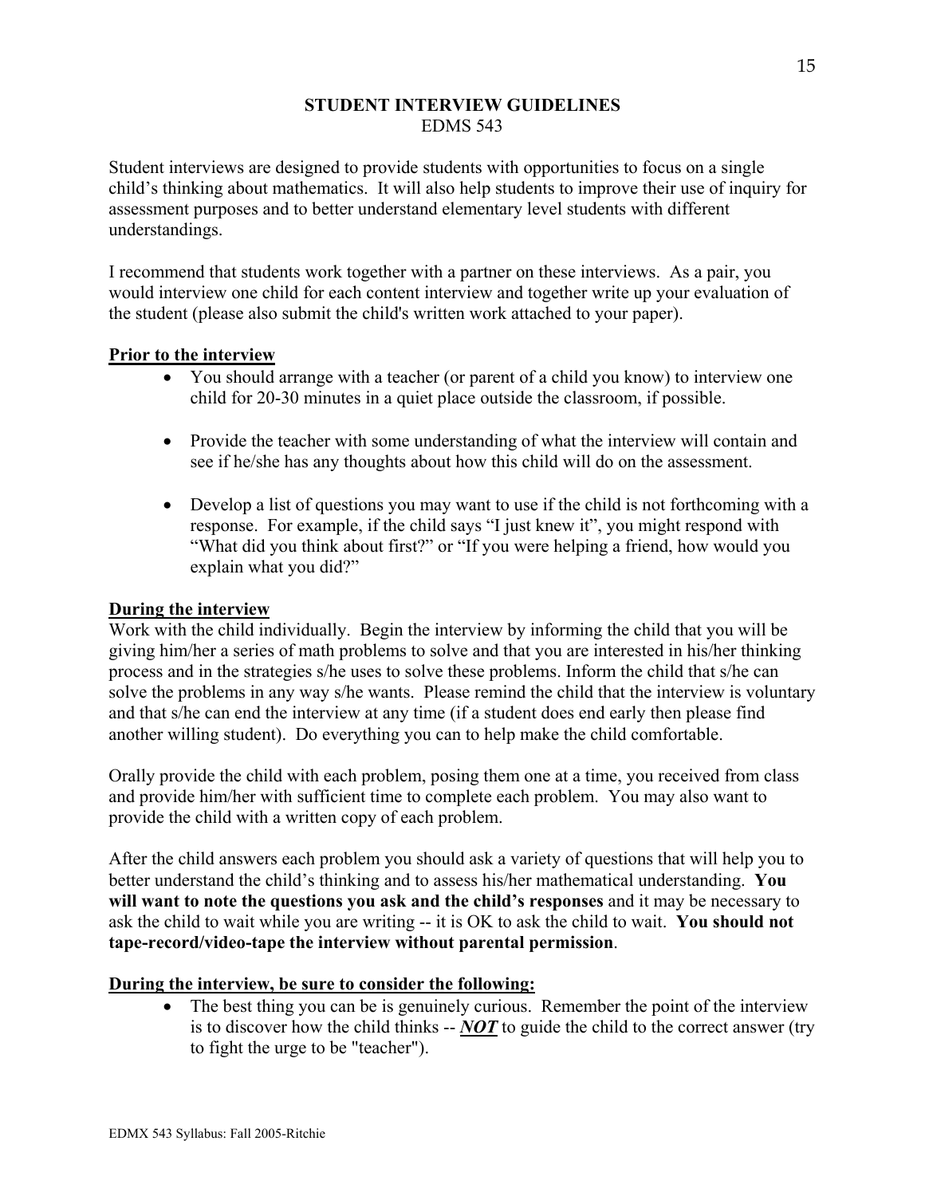# STUDENT INTERVIEW GUIDELINES
EDMS 543

Student interviews are designed to provide students with opportunities to focus on a single child's thinking about mathematics. It will also help students to improve their use of inquiry for assessment purposes and to better understand elementary level students with different understandings.

I recommend that students work together with a partner on these interviews. As a pair, you would interview one child for each content interview and together write up your evaluation of the student (please also submit the child's written work attached to your paper).

**<u>Prior to the interview</u>**

- You should arrange with a teacher (or parent of a child you know) to interview one child for 20-30 minutes in a quiet place outside the classroom, if possible.
- Provide the teacher with some understanding of what the interview will contain and see if he/she has any thoughts about how this child will do on the assessment.
- Develop a list of questions you may want to use if the child is not forthcoming with a response. For example, if the child says "I just knew it", you might respond with "What did you think about first?" or "If you were helping a friend, how would you explain what you did?"

**<u>During the interview</u>**

Work with the child individually. Begin the interview by informing the child that you will be giving him/her a series of math problems to solve and that you are interested in his/her thinking process and in the strategies s/he uses to solve these problems. Inform the child that s/he can solve the problems in any way s/he wants. Please remind the child that the interview is voluntary and that s/he can end the interview at any time (if a student does end early then please find another willing student). Do everything you can to help make the child comfortable.

Orally provide the child with each problem, posing them one at a time, you received from class and provide him/her with sufficient time to complete each problem. You may also want to provide the child with a written copy of each problem.

After the child answers each problem you should ask a variety of questions that will help you to better understand the child's thinking and to assess his/her mathematical understanding. **You will want to note the questions you ask and the child's responses** and it may be necessary to ask the child to wait while you are writing -- it is OK to ask the child to wait. **You should not tape-record/video-tape the interview without parental permission**.

**<u>During the interview, be sure to consider the following:</u>**

- The best thing you can be is genuinely curious. Remember the point of the interview is to discover how the child thinks -- ***<u>NOT</u>*** to guide the child to the correct answer (try to fight the urge to be "teacher").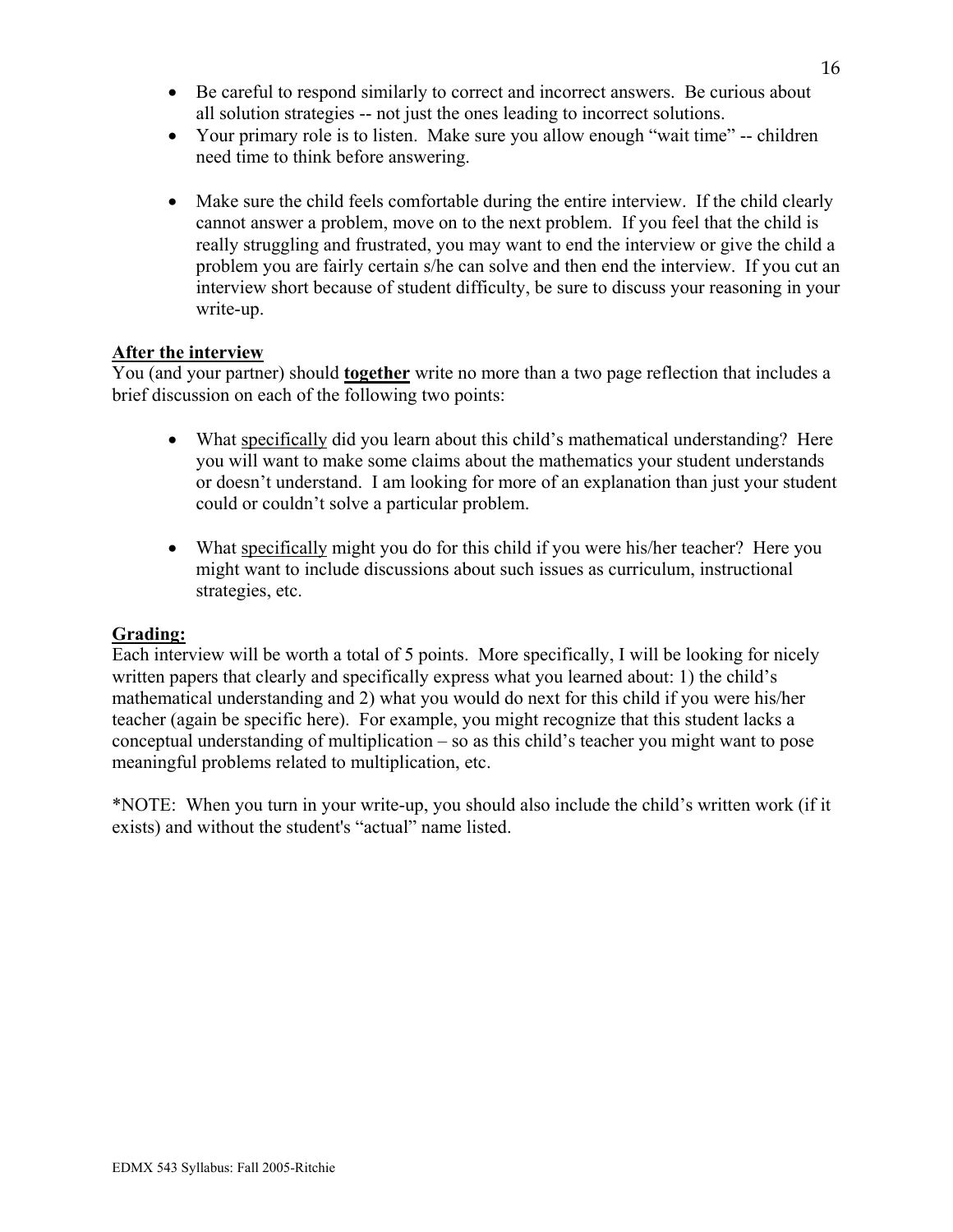- Be careful to respond similarly to correct and incorrect answers. Be curious about all solution strategies -- not just the ones leading to incorrect solutions.
- Your primary role is to listen. Make sure you allow enough "wait time" -- children need time to think before answering.

- Make sure the child feels comfortable during the entire interview. If the child clearly cannot answer a problem, move on to the next problem. If you feel that the child is really struggling and frustrated, you may want to end the interview or give the child a problem you are fairly certain s/he can solve and then end the interview. If you cut an interview short because of student difficulty, be sure to discuss your reasoning in your write-up.

<u>**After the interview**</u>

You (and your partner) should <u>**together**</u> write no more than a two page reflection that includes a brief discussion on each of the following two points:

- What <u>specifically</u> did you learn about this child's mathematical understanding? Here you will want to make some claims about the mathematics your student understands or doesn't understand. I am looking for more of an explanation than just your student could or couldn't solve a particular problem.

- What <u>specifically</u> might you do for this child if you were his/her teacher? Here you might want to include discussions about such issues as curriculum, instructional strategies, etc.

<u>**Grading:**</u>

Each interview will be worth a total of 5 points. More specifically, I will be looking for nicely written papers that clearly and specifically express what you learned about: 1) the child's mathematical understanding and 2) what you would do next for this child if you were his/her teacher (again be specific here). For example, you might recognize that this student lacks a conceptual understanding of multiplication – so as this child's teacher you might want to pose meaningful problems related to multiplication, etc.

*NOTE: When you turn in your write-up, you should also include the child's written work (if it exists) and without the student's "actual" name listed.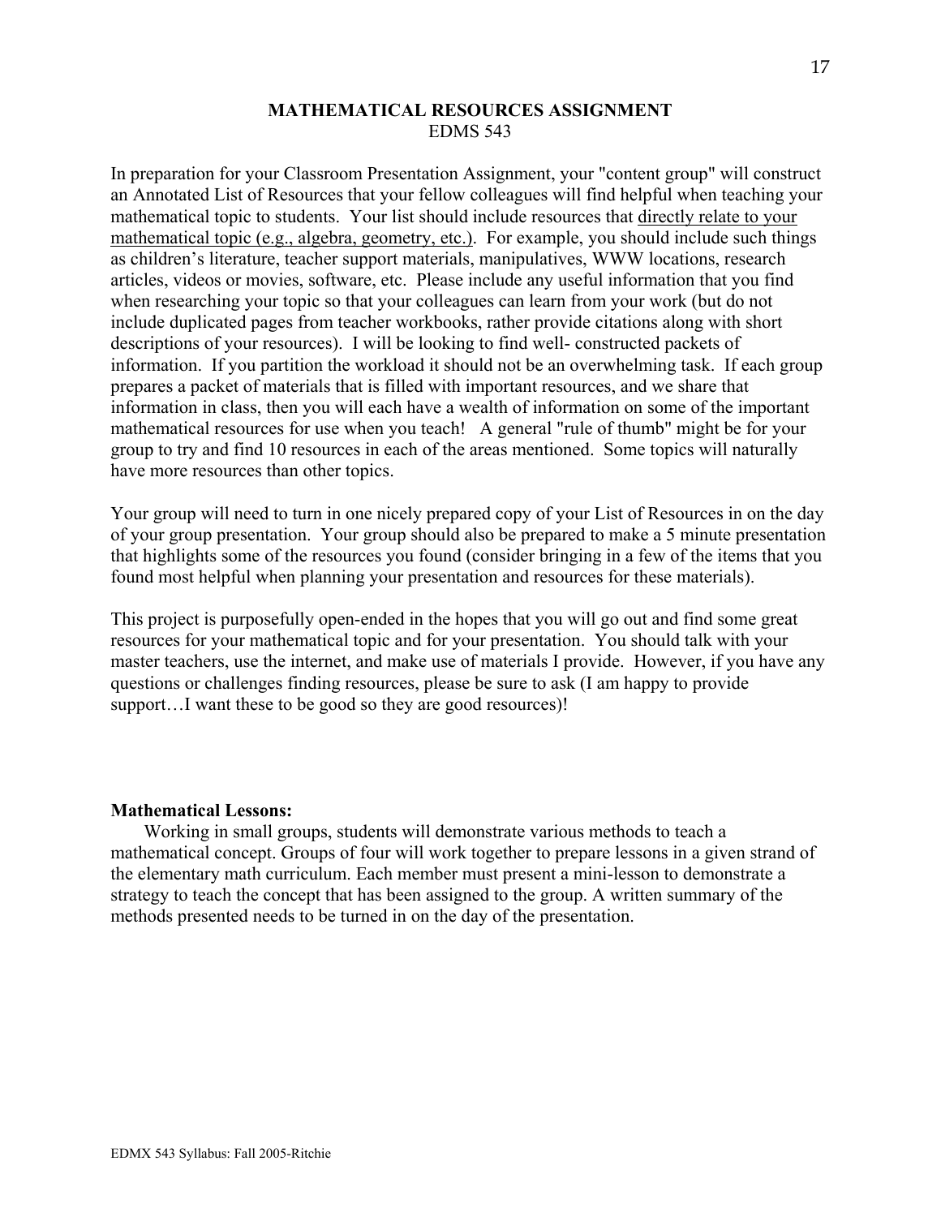**MATHEMATICAL RESOURCES ASSIGNMENT**
EDMS 543

In preparation for your Classroom Presentation Assignment, your "content group" will construct an Annotated List of Resources that your fellow colleagues will find helpful when teaching your mathematical topic to students. Your list should include resources that <u>directly relate to your mathematical topic (e.g., algebra, geometry, etc.)</u>. For example, you should include such things as children's literature, teacher support materials, manipulatives, WWW locations, research articles, videos or movies, software, etc. Please include any useful information that you find when researching your topic so that your colleagues can learn from your work (but do not include duplicated pages from teacher workbooks, rather provide citations along with short descriptions of your resources). I will be looking to find well- constructed packets of information. If you partition the workload it should not be an overwhelming task. If each group prepares a packet of materials that is filled with important resources, and we share that information in class, then you will each have a wealth of information on some of the important mathematical resources for use when you teach! A general "rule of thumb" might be for your group to try and find 10 resources in each of the areas mentioned. Some topics will naturally have more resources than other topics.

Your group will need to turn in one nicely prepared copy of your List of Resources in on the day of your group presentation. Your group should also be prepared to make a 5 minute presentation that highlights some of the resources you found (consider bringing in a few of the items that you found most helpful when planning your presentation and resources for these materials).

This project is purposefully open-ended in the hopes that you will go out and find some great resources for your mathematical topic and for your presentation. You should talk with your master teachers, use the internet, and make use of materials I provide. However, if you have any questions or challenges finding resources, please be sure to ask (I am happy to provide support…I want these to be good so they are good resources)!

**Mathematical Lessons:**

Working in small groups, students will demonstrate various methods to teach a mathematical concept. Groups of four will work together to prepare lessons in a given strand of the elementary math curriculum. Each member must present a mini-lesson to demonstrate a strategy to teach the concept that has been assigned to the group. A written summary of the methods presented needs to be turned in on the day of the presentation.